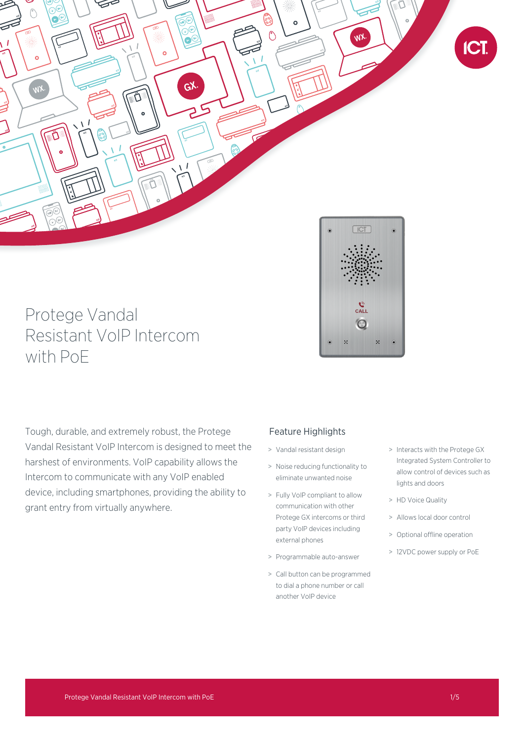# Protege Vandal Resistant VoIP Intercom with PoE

Tough, durable, and extremely robust, the Protege Vandal Resistant VoIP Intercom is designed to meet the harshest of environments. VoIP capability allows the Intercom to communicate with any VoIP enabled device, including smartphones, providing the ability to grant entry from virtually anywhere.

## Feature Highlights

- Vandal resistant design
- Noise reducing functionality to eliminate unwanted noise
- Fully VoIP compliant to allow communication with other Protege GX intercoms or third party VoIP devices including external phones
- Programmable auto-answer
- Call button can be programmed to dial a phone number or call another VoIP device
- Interacts with the Protege GX Integrated System Controller to allow control of devices such as lights and doors
- HD Voice Quality
- Allows local door control
- Optional offline operation
- 12VDC power supply or PoE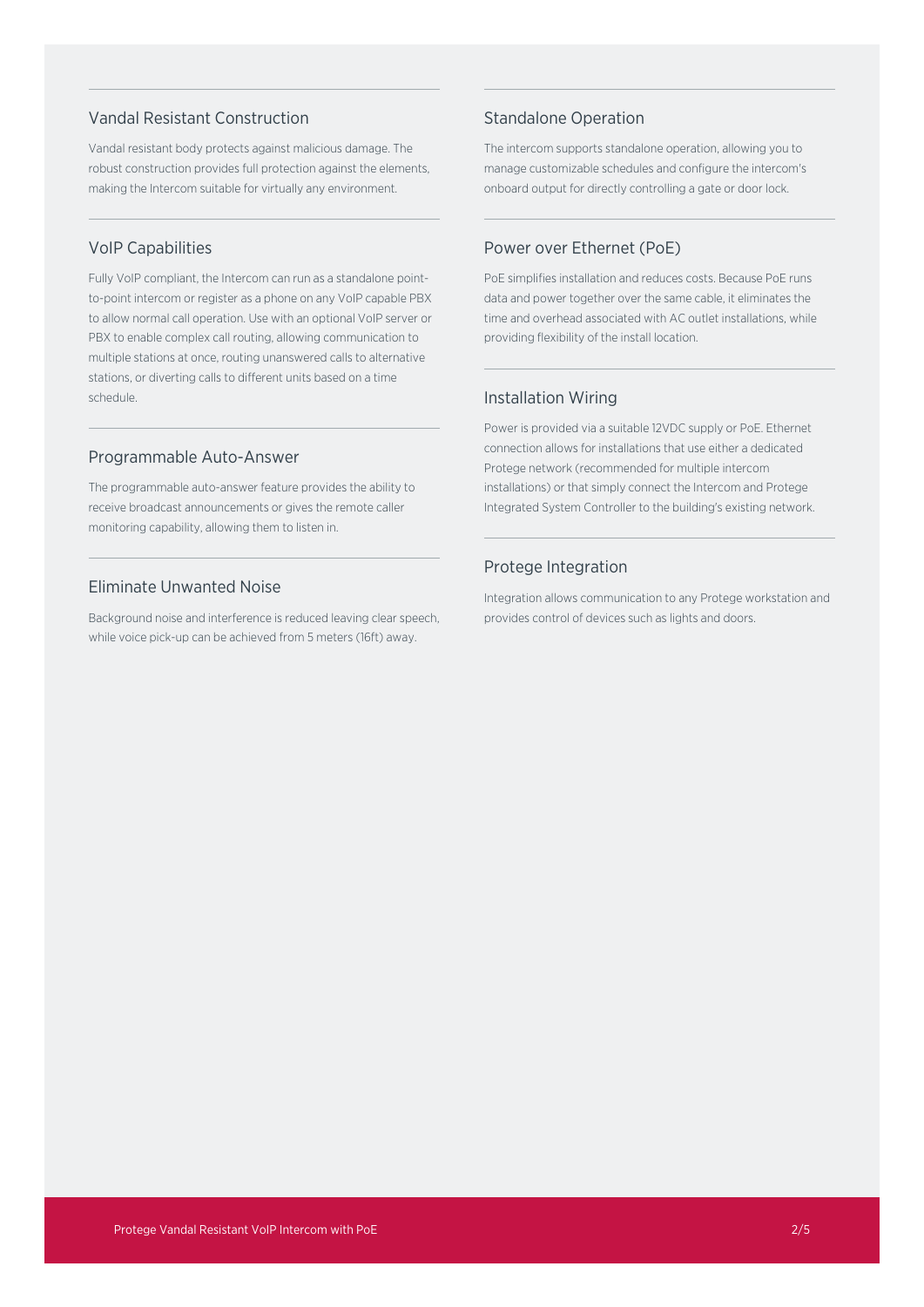## Vandal Resistant Construction

Vandal resistant body protects against malicious damage. The robust construction provides full protection against the elements, making the Intercom suitable for virtually any environment.

## VoIP Capabilities

Fully VoIP compliant, the Intercom can run as a standalone point-to-point intercom or register as a phone on any VoIP capable PBX to allow normal call operation. Use with an optional VoIP server or PBX to enable complex call routing, allowing communication to multiple stations at once, routing unanswered calls to alternative stations, or diverting calls to different units based on a time schedule.

## Programmable Auto-Answer

The programmable auto-answer feature provides the ability to receive broadcast announcements or gives the remote caller monitoring capability, allowing them to listen in.

## Eliminate Unwanted Noise

Background noise and interference is reduced leaving clear speech, while voice pick-up can be achieved from 5 meters (16ft) away.

## Standalone Operation

The intercom supports standalone operation, allowing you to manage customizable schedules and configure the intercom's onboard output for directly controlling a gate or door lock.

## Power over Ethernet (PoE)

PoE simplifies installation and reduces costs. Because PoE runs data and power together over the same cable, it eliminates the time and overhead associated with AC outlet installations, while providing flexibility of the install location.

## Installation Wiring

Power is provided via a suitable 12VDC supply or PoE. Ethernet connection allows for installations that use either a dedicated Protege network (recommended for multiple intercom installations) or that simply connect the Intercom and Protege Integrated System Controller to the building's existing network.

## Protege Integration

Integration allows communication to any Protege workstation and provides control of devices such as lights and doors.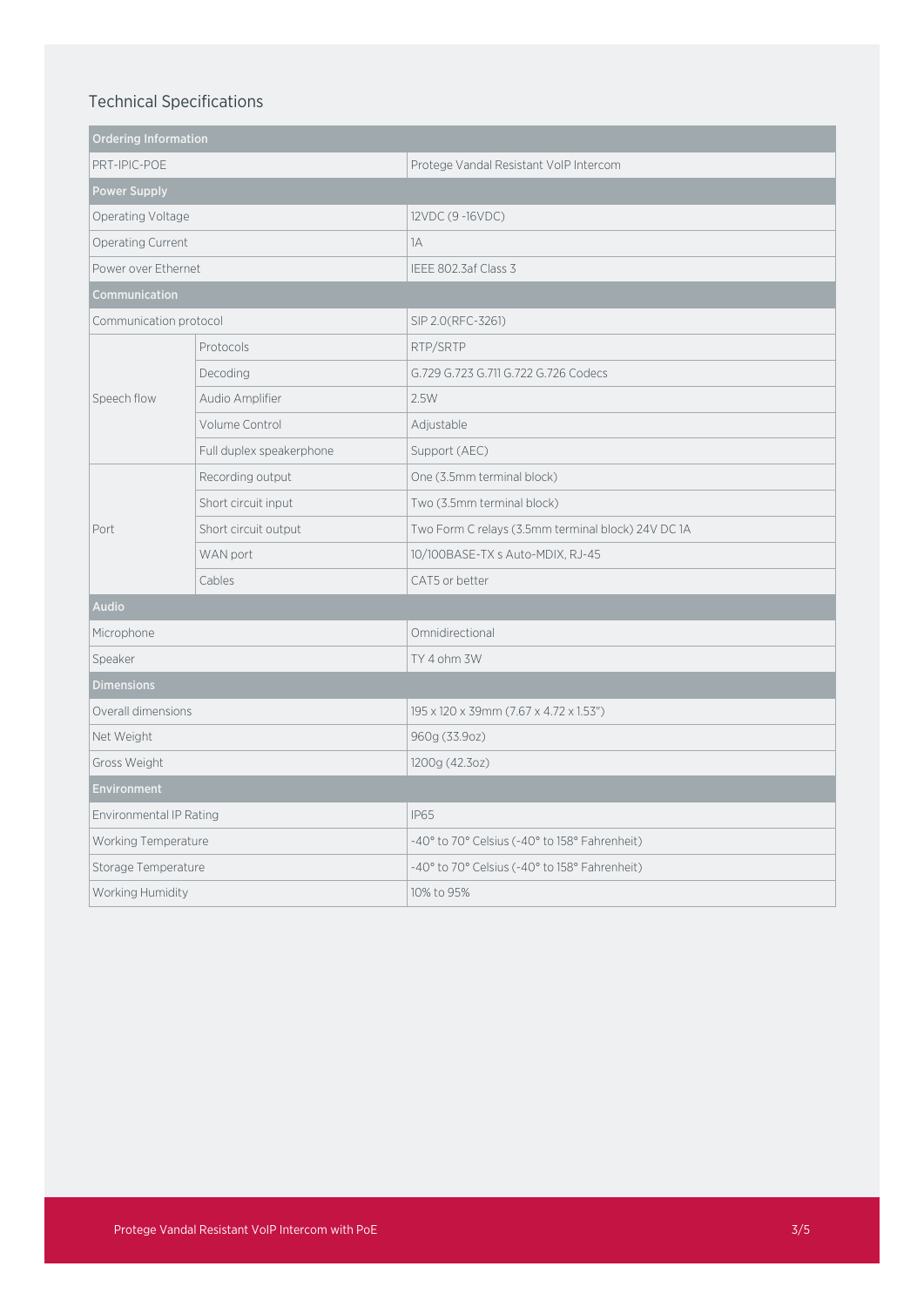## Technical Specifications

| Ordering Information | | |
|---|---|---|
| PRT-IPIC-POE | | Protege Vandal Resistant VoIP Intercom |
| **Power Supply** | | |
| Operating Voltage | | 12VDC (9 -16VDC) |
| Operating Current | | 1A |
| Power over Ethernet | | IEEE 802.3af Class 3 |
| **Communication** | | |
| Communication protocol | | SIP 2.0(RFC-3261) |
| Speech flow | Protocols | RTP/SRTP |
| | Decoding | G.729 G.723 G.711 G.722 G.726 Codecs |
| | Audio Amplifier | 2.5W |
| | Volume Control | Adjustable |
| | Full duplex speakerphone | Support (AEC) |
| Port | Recording output | One (3.5mm terminal block) |
| | Short circuit input | Two (3.5mm terminal block) |
| | Short circuit output | Two Form C relays (3.5mm terminal block) 24V DC 1A |
| | WAN port | 10/100BASE-TX s Auto-MDIX, RJ-45 |
| | Cables | CAT5 or better |
| **Audio** | | |
| Microphone | | Omnidirectional |
| Speaker | | TY 4 ohm 3W |
| **Dimensions** | | |
| Overall dimensions | | 195 x 120 x 39mm (7.67 x 4.72 x 1.53") |
| Net Weight | | 960g (33.9oz) |
| Gross Weight | | 1200g (42.3oz) |
| **Environment** | | |
| Environmental IP Rating | | IP65 |
| Working Temperature | | -40° to 70° Celsius (-40° to 158° Fahrenheit) |
| Storage Temperature | | -40° to 70° Celsius (-40° to 158° Fahrenheit) |
| Working Humidity | | 10% to 95% |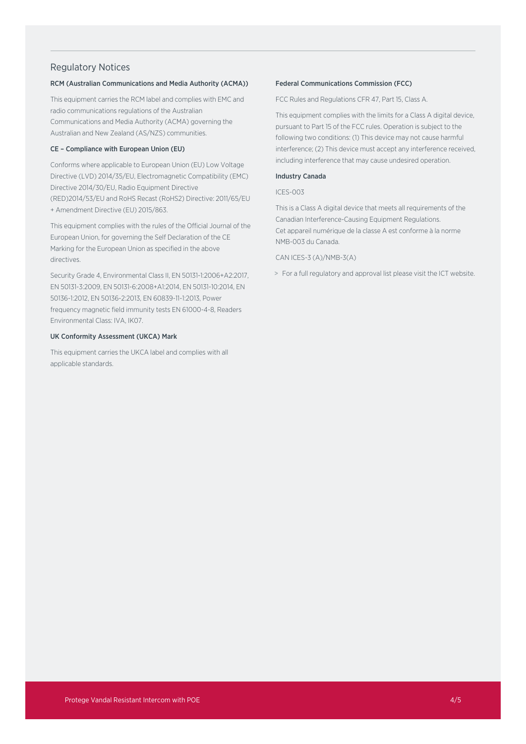## Regulatory Notices

### RCM (Australian Communications and Media Authority (ACMA))

This equipment carries the RCM label and complies with EMC and radio communications regulations of the Australian Communications and Media Authority (ACMA) governing the Australian and New Zealand (AS/NZS) communities.

### CE – Compliance with European Union (EU)

Conforms where applicable to European Union (EU) Low Voltage Directive (LVD) 2014/35/EU, Electromagnetic Compatibility (EMC) Directive 2014/30/EU, Radio Equipment Directive (RED)2014/53/EU and RoHS Recast (RoHS2) Directive: 2011/65/EU + Amendment Directive (EU) 2015/863.

This equipment complies with the rules of the Official Journal of the European Union, for governing the Self Declaration of the CE Marking for the European Union as specified in the above directives.

Security Grade 4, Environmental Class II, EN 50131-1:2006+A2:2017, EN 50131-3:2009, EN 50131-6:2008+A1:2014, EN 50131-10:2014, EN 50136-1:2012, EN 50136-2:2013, EN 60839-11-1:2013, Power frequency magnetic field immunity tests EN 61000-4-8, Readers Environmental Class: IVA, IK07.

### UK Conformity Assessment (UKCA) Mark

This equipment carries the UKCA label and complies with all applicable standards.

### Federal Communications Commission (FCC)

FCC Rules and Regulations CFR 47, Part 15, Class A.

This equipment complies with the limits for a Class A digital device, pursuant to Part 15 of the FCC rules. Operation is subject to the following two conditions: (1) This device may not cause harmful interference; (2) This device must accept any interference received, including interference that may cause undesired operation.

### Industry Canada

ICES-003

This is a Class A digital device that meets all requirements of the Canadian Interference-Causing Equipment Regulations.
Cet appareil numérique de la classe A est conforme à la norme NMB-003 du Canada.

CAN ICES-3 (A)/NMB-3(A)

> For a full regulatory and approval list please visit the ICT website.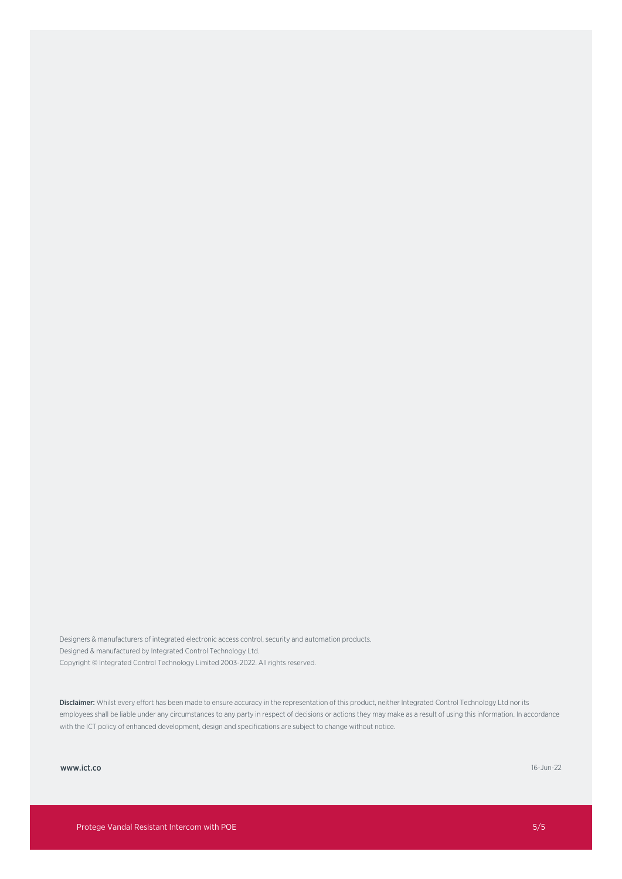Designers & manufacturers of integrated electronic access control, security and automation products.
Designed & manufactured by Integrated Control Technology Ltd.
Copyright © Integrated Control Technology Limited 2003-2022. All rights reserved.

**Disclaimer:** Whilst every effort has been made to ensure accuracy in the representation of this product, neither Integrated Control Technology Ltd nor its employees shall be liable under any circumstances to any party in respect of decisions or actions they may make as a result of using this information. In accordance with the ICT policy of enhanced development, design and specifications are subject to change without notice.

**www.ict.co**

16-Jun-22